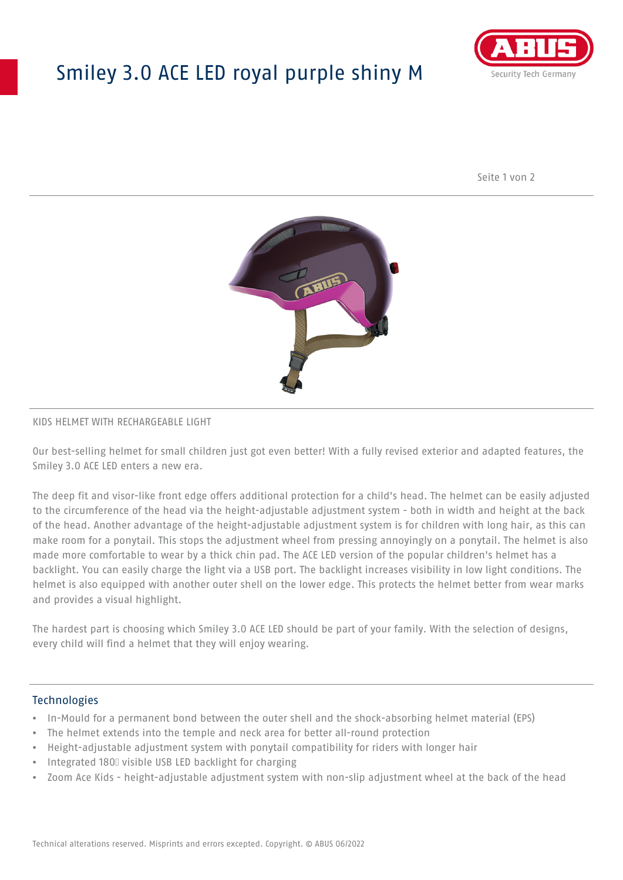# Smiley 3.0 ACE LED royal purple shiny M

KIDS HELMET WITH RECHARGEABLE LIGHT

Our best-selling helmet for small children just got even better! With a fully revised exterior and adapted features, the Smiley 3.0 ACE LED enters a new era.

The deep fit and visor-like front edge offers additional protection for a child's head. The helmet can be easily adjusted to the circumference of the head via the height-adjustable adjustment system - both in width and height at the back of the head. Another advantage of the height-adjustable adjustment system is for children with long hair, as this can make room for a ponytail. This stops the adjustment wheel from pressing annoyingly on a ponytail. The helmet is also made more comfortable to wear by a thick chin pad. The ACE LED version of the popular children's helmet has a backlight. You can easily charge the light via a USB port. The backlight increases visibility in low light conditions. The helmet is also equipped with another outer shell on the lower edge. This protects the helmet better from wear marks and provides a visual highlight.

The hardest part is choosing which Smiley 3.0 ACE LED should be part of your family. With the selection of designs, every child will find a helmet that they will enjoy wearing.

## Technologies

- In-Mould for a permanent bond between the outer shell and the shock-absorbing helmet material (EPS)
- The helmet extends into the temple and neck area for better all-round protection
- Height-adjustable adjustment system with ponytail compatibility for riders with longer hair
- Integrated 180° visible USB LED backlight for charging
- Zoom Ace Kids - height-adjustable adjustment system with non-slip adjustment wheel at the back of the head

Technical alterations reserved. Misprints and errors excepted. Copyright. © ABUS 06/2022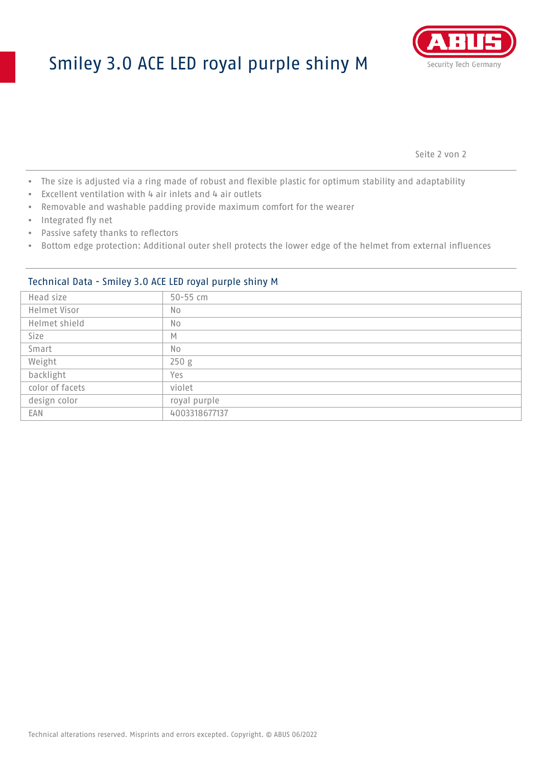- The size is adjusted via a ring made of robust and flexible plastic for optimum stability and adaptability
- Excellent ventilation with 4 air inlets and 4 air outlets
- Removable and washable padding provide maximum comfort for the wearer
- Integrated fly net
- Passive safety thanks to reflectors
- Bottom edge protection: Additional outer shell protects the lower edge of the helmet from external influences

## Technical Data - Smiley 3.0 ACE LED royal purple shiny M

| | |
|---|---|
| Head size | 50-55 cm |
| Helmet Visor | No |
| Helmet shield | No |
| Size | M |
| Smart | No |
| Weight | 250 g |
| backlight | Yes |
| color of facets | violet |
| design color | royal purple |
| EAN | 4003318677137 |

Technical alterations reserved. Misprints and errors excepted. Copyright. © ABUS 06/2022